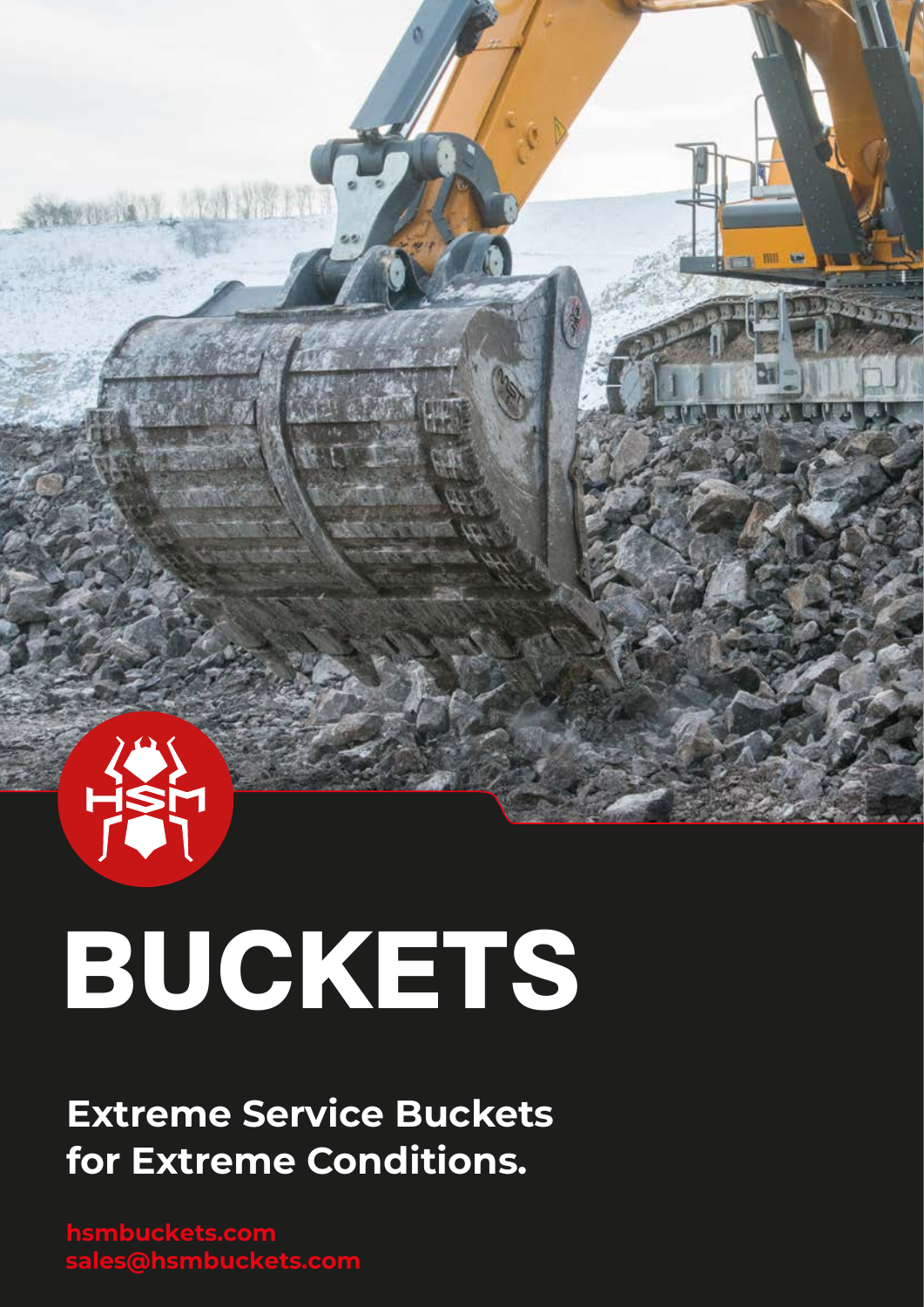# BUCKETS

## Extreme Service Buckets for Extreme Conditions.

hsmbuckets.com
sales@hsmbuckets.com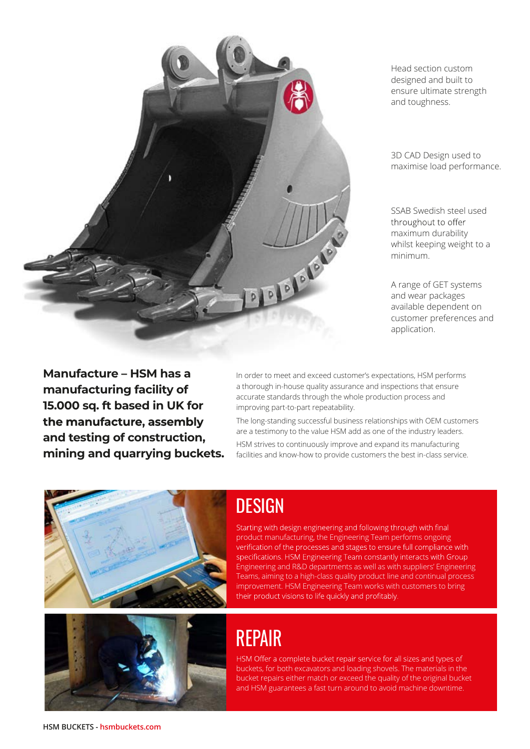Head section custom designed and built to ensure ultimate strength and toughness.

3D CAD Design used to maximise load performance.

SSAB Swedish steel used throughout to offer maximum durability whilst keeping weight to a minimum.

A range of GET systems and wear packages available dependent on customer preferences and application.

**Manufacture – HSM has a manufacturing facility of 15.000 sq. ft based in UK for the manufacture, assembly and testing of construction, mining and quarrying buckets.**

In order to meet and exceed customer's expectations, HSM performs a thorough in-house quality assurance and inspections that ensure accurate standards through the whole production process and improving part-to-part repeatability.

The long-standing successful business relationships with OEM customers are a testimony to the value HSM add as one of the industry leaders.

HSM strives to continuously improve and expand its manufacturing facilities and know-how to provide customers the best in-class service.

## DESIGN

Starting with design engineering and following through with final product manufacturing, the Engineering Team performs ongoing verification of the processes and stages to ensure full compliance with specifications. HSM Engineering Team constantly interacts with Group Engineering and R&D departments as well as with suppliers' Engineering Teams, aiming to a high-class quality product line and continual process improvement. HSM Engineering Team works with customers to bring their product visions to life quickly and profitably.

## REPAIR

HSM Offer a complete bucket repair service for all sizes and types of buckets, for both excavators and loading shovels. The materials in the bucket repairs either match or exceed the quality of the original bucket and HSM guarantees a fast turn around to avoid machine downtime.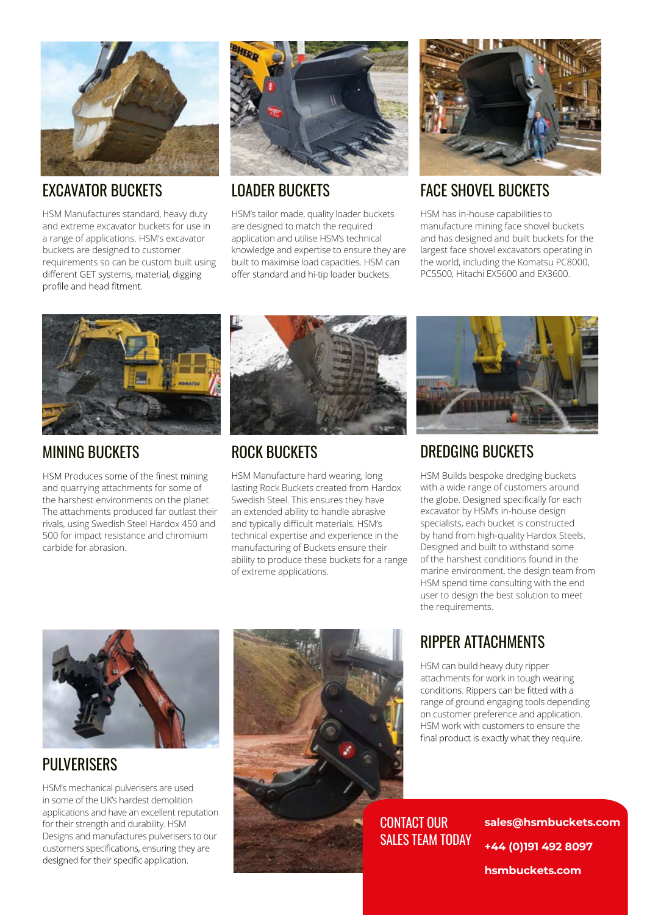## EXCAVATOR BUCKETS

HSM Manufactures standard, heavy duty and extreme excavator buckets for use in a range of applications. HSM's excavator buckets are designed to customer requirements so can be custom built using different GET systems, material, digging profile and head fitment.

## LOADER BUCKETS

HSM's tailor made, quality loader buckets are designed to match the required application and utilise HSM's technical knowledge and expertise to ensure they are built to maximise load capacities. HSM can offer standard and hi-tip loader buckets.

## FACE SHOVEL BUCKETS

HSM has in-house capabilities to manufacture mining face shovel buckets and has designed and built buckets for the largest face shovel excavators operating in the world, including the Komatsu PC8000, PC5500, Hitachi EX5600 and EX3600.

## MINING BUCKETS

HSM Produces some of the finest mining and quarrying attachments for some of the harshest environments on the planet. The attachments produced far outlast their rivals, using Swedish Steel Hardox 450 and 500 for impact resistance and chromium carbide for abrasion.

## ROCK BUCKETS

HSM Manufacture hard wearing, long lasting Rock Buckets created from Hardox Swedish Steel. This ensures they have an extended ability to handle abrasive and typically difficult materials. HSM's technical expertise and experience in the manufacturing of Buckets ensure their ability to produce these buckets for a range of extreme applications.

## DREDGING BUCKETS

HSM Builds bespoke dredging buckets with a wide range of customers around the globe. Designed specifically for each excavator by HSM's in-house design specialists, each bucket is constructed by hand from high-quality Hardox Steels. Designed and built to withstand some of the harshest conditions found in the marine environment, the design team from HSM spend time consulting with the end user to design the best solution to meet the requirements.

## PULVERISERS

HSM's mechanical pulverisers are used in some of the UK's hardest demolition applications and have an excellent reputation for their strength and durability. HSM Designs and manufactures pulverisers to our customers specifications, ensuring they are designed for their specific application.

## RIPPER ATTACHMENTS

HSM can build heavy duty ripper attachments for work in tough wearing conditions. Rippers can be fitted with a range of ground engaging tools depending on customer preference and application. HSM work with customers to ensure the final product is exactly what they require.

**CONTACT OUR SALES TEAM TODAY**

**sales@hsmbuckets.com**

**+44 (0)191 492 8097**

**hsmbuckets.com**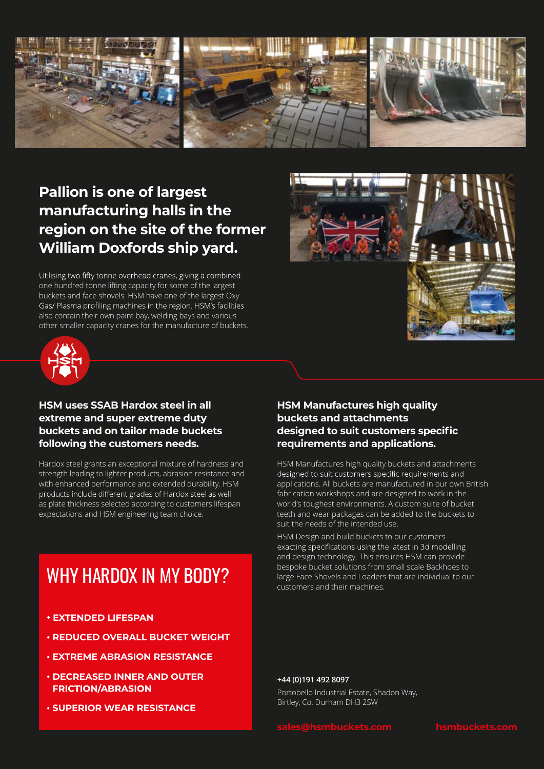## Pallion is one of largest manufacturing halls in the region on the site of the former William Doxfords ship yard.

Utilising two fifty tonne overhead cranes, giving a combined one hundred tonne lifting capacity for some of the largest buckets and face shovels. HSM have one of the largest Oxy Gas/ Plasma profiling machines in the region. HSM's facilities also contain their own paint bay, welding bays and various other smaller capacity cranes for the manufacture of buckets.

### HSM uses SSAB Hardox steel in all extreme and super extreme duty buckets and on tailor made buckets following the customers needs.

Hardox steel grants an exceptional mixture of hardness and strength leading to lighter products, abrasion resistance and with enhanced performance and extended durability. HSM products include different grades of Hardox steel as well as plate thickness selected according to customers lifespan expectations and HSM engineering team choice.

## WHY HARDOX IN MY BODY?

- **EXTENDED LIFESPAN**
- **REDUCED OVERALL BUCKET WEIGHT**
- **EXTREME ABRASION RESISTANCE**
- **DECREASED INNER AND OUTER FRICTION/ABRASION**
- **SUPERIOR WEAR RESISTANCE**

### HSM Manufactures high quality buckets and attachments designed to suit customers specific requirements and applications.

HSM Manufactures high quality buckets and attachments designed to suit customers specific requirements and applications. All buckets are manufactured in our own British fabrication workshops and are designed to work in the world's toughest environments. A custom suite of bucket teeth and wear packages can be added to the buckets to suit the needs of the intended use.

HSM Design and build buckets to our customers exacting specifications using the latest in 3d modelling and design technology. This ensures HSM can provide bespoke bucket solutions from small scale Backhoes to large Face Shovels and Loaders that are individual to our customers and their machines.

**+44 (0)191 492 8097**

Portobello Industrial Estate, Shadon Way, Birtley, Co. Durham DH3 2SW

**sales@hsmbuckets.com** **hsmbuckets.com**